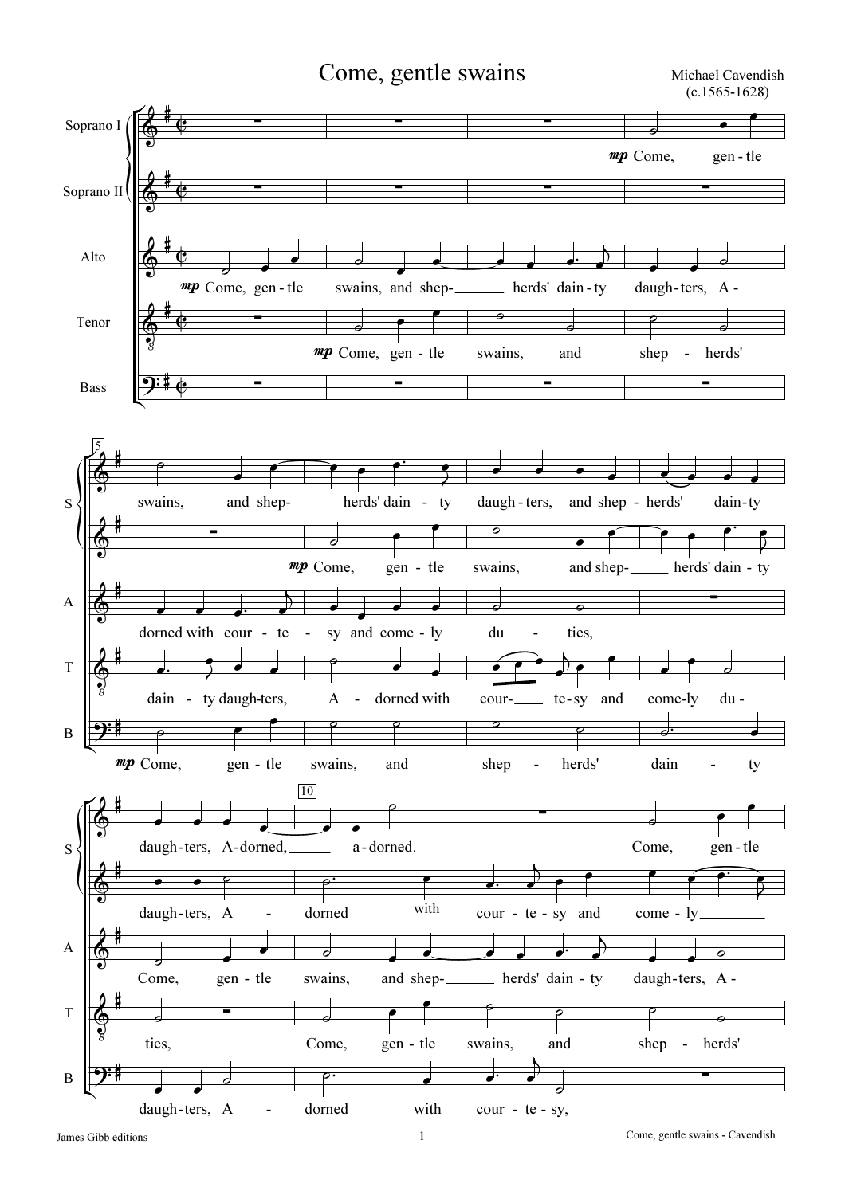# Come, gentle swains

Michael Cavendish
(c.1565-1628)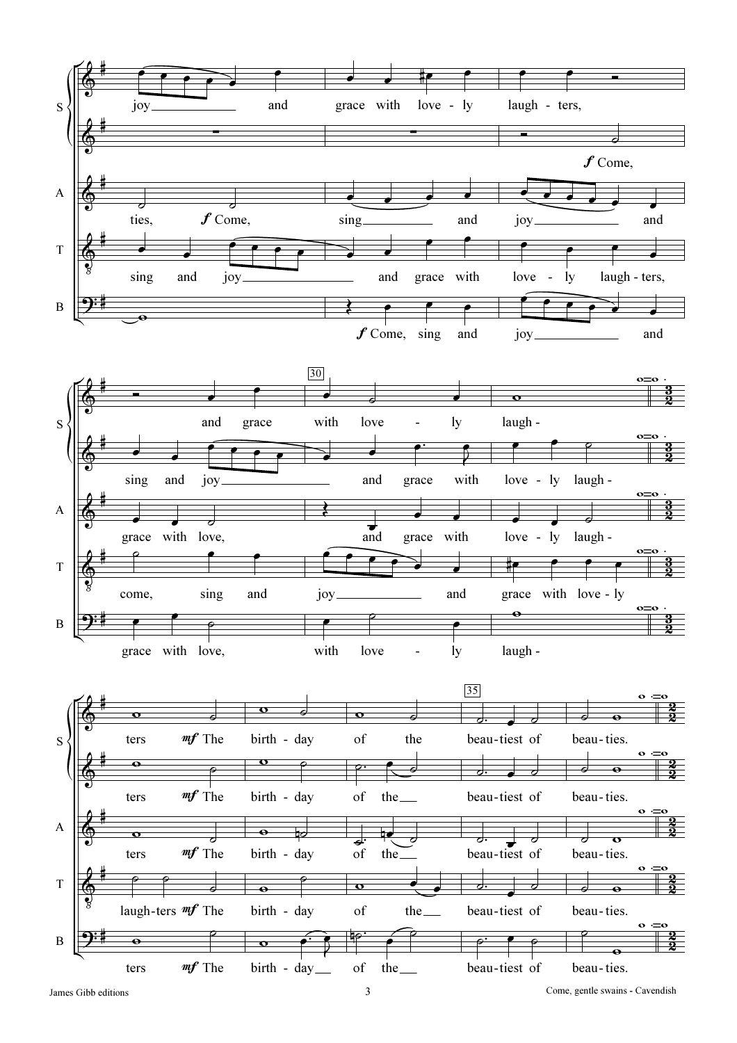S: joy and grace with love - ly laugh - ters,

*f* Come,

A: ties, *f* Come, sing and joy and

T: sing and joy and grace with love - ly laugh - ters,

B: *f* Come, sing and joy and

30

S: and grace with love - ly laugh -

sing and joy and grace with love - ly laugh -

A: grace with love, and grace with love - ly laugh -

T: come, sing and joy and grace with love - ly

B: grace with love, with love - ly laugh -

35

S: ters *mf* The birth - day of the beau - tiest of beau - ties.

ters *mf* The birth - day of the beau - tiest of beau - ties.

A: ters *mf* The birth - day of the beau - tiest of beau - ties.

T: laugh - ters *mf* The birth - day of the beau - tiest of beau - ties.

B: ters *mf* The birth - day of the beau - tiest of beau - ties.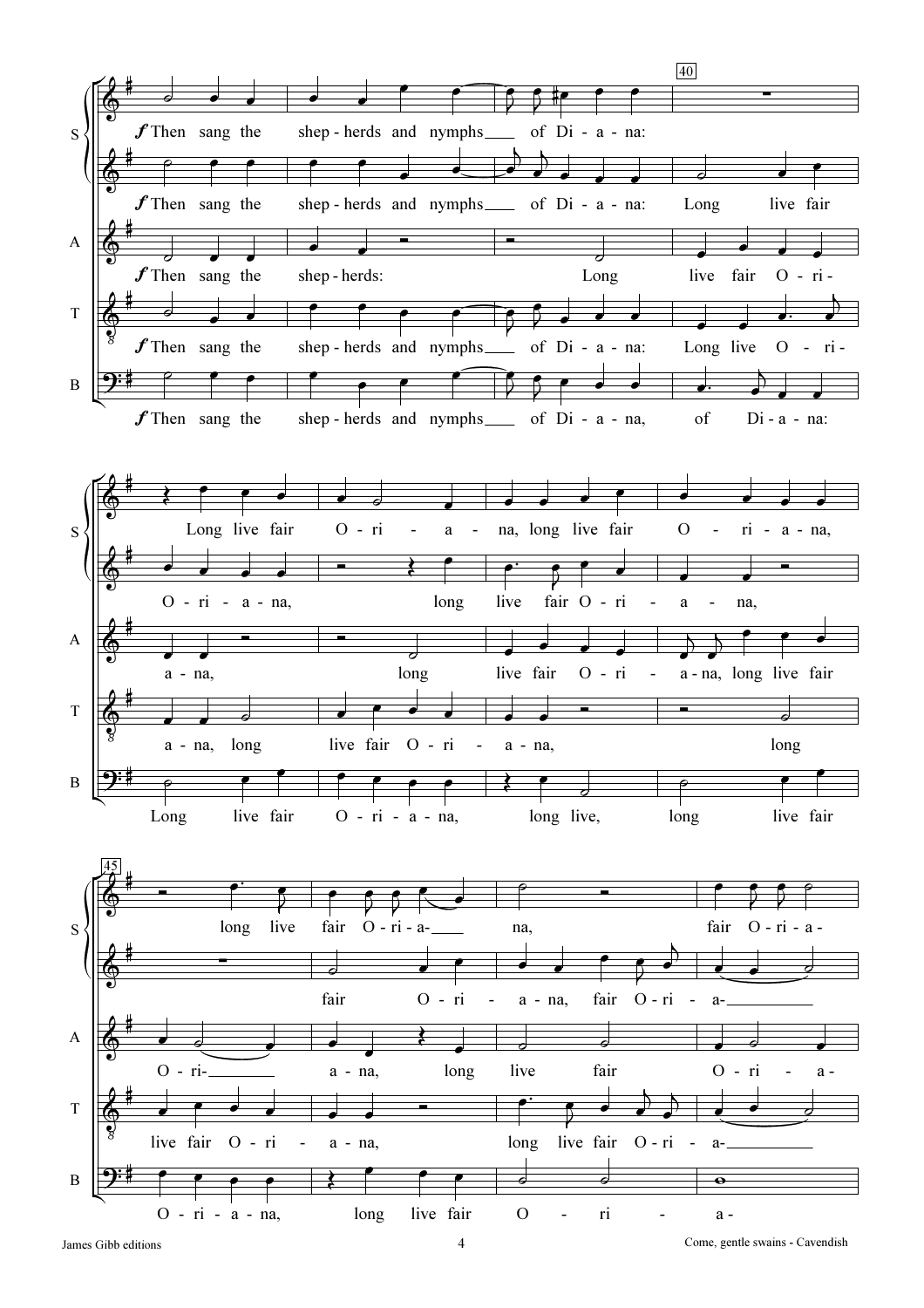S

*f* Then sang the shep - herds and nymphs ___ of Di - a - na:

Long live fair O - ri - a - na, long live fair O - ri - a - na, long live fair O - ri - a- ___ na, fair O - ri - a -

*f* Then sang the shep - herds and nymphs ___ of Di - a - na: Long live fair O - ri - a - na, long live fair O - ri - a - na, fair O - ri - a - na, fair O - ri - a- ___

A

*f* Then sang the shep - herds: Long live fair O - ri - a - na, long live fair O - ri - a - na, long live fair O - ri- ___ a - na, long live fair O - ri - a -

T

*f* Then sang the shep - herds and nymphs ___ of Di - a - na: Long live O - ri - a - na, long live fair O - ri - a - na, long live fair O - ri - a - na, long live fair O - ri - a- ___

B

*f* Then sang the shep - herds and nymphs ___ of Di - a - na, of Di - a - na: Long live fair O - ri - a - na, long live, long live fair O - ri - a - na, long live fair O - ri - a -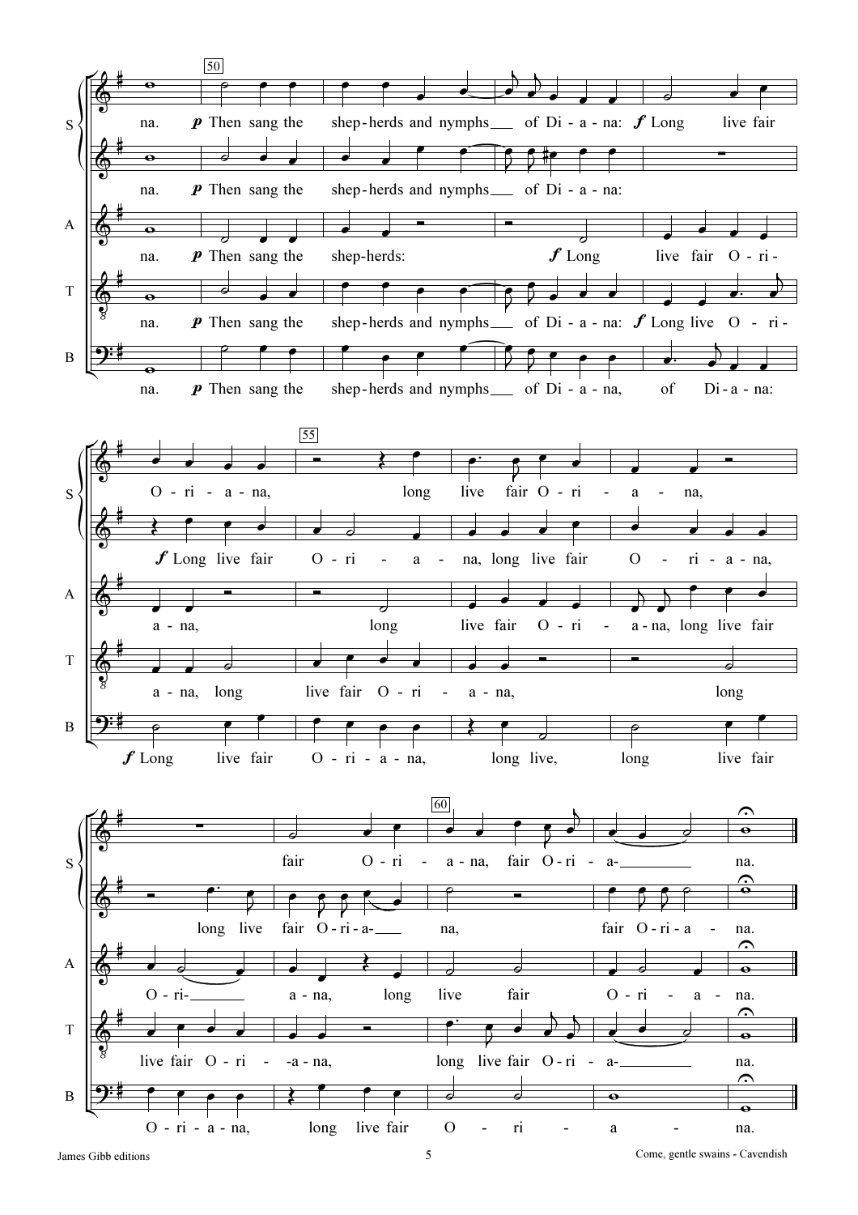50

S: na. *p* Then sang the shep-herds and nymphs ___ of Di - a - na: *f* Long live fair

S: na. *p* Then sang the shep-herds and nymphs ___ of Di - a - na:

A: na. *p* Then sang the shep-herds: *f* Long live fair O - ri -

T: na. *p* Then sang the shep-herds and nymphs ___ of Di - a - na: *f* Long live O - ri -

B: na. *p* Then sang the shep-herds and nymphs ___ of Di - a - na, of Di - a - na:

55

S: O - ri - a - na, long live fair O - ri - a - na,

S: *f* Long live fair O - ri - a - na, long live fair O - ri - a - na,

A: a - na, long live fair O - ri - a - na, long live fair

T: a - na, long live fair O - ri - a - na, long

B: *f* Long live fair O - ri - a - na, long live, long live fair

60

S: fair O - ri - a - na, fair O - ri - a- ___ na.

S: long live fair O - ri - a- ___ na, fair O - ri - a - na.

A: O - ri- ___ a - na, long live fair O - ri - a - na.

T: live fair O - ri - -a - na, long live fair O - ri - a- ___ na.

B: O - ri - a - na, long live fair O - ri - a - na.